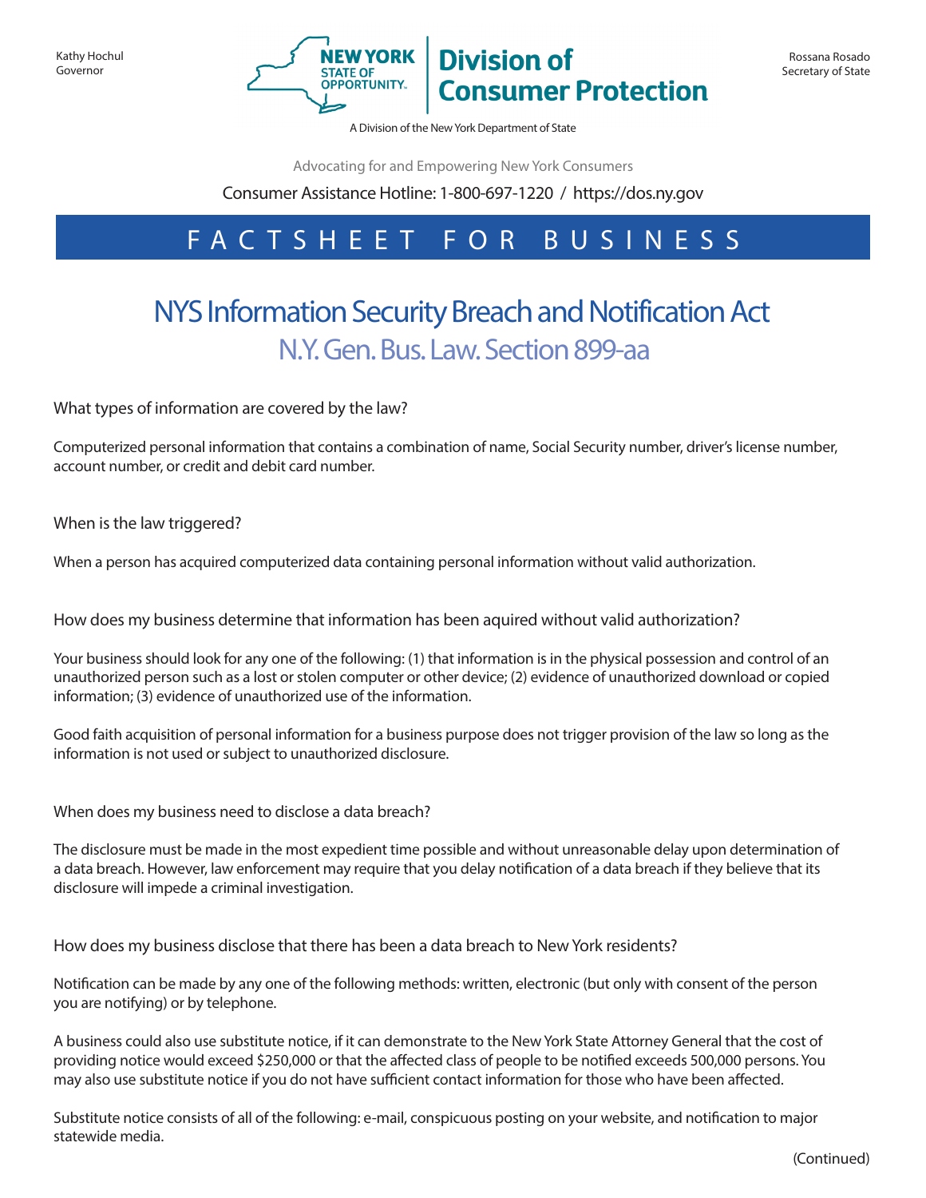Kathy Hochul
Governor

NEW YORK STATE OF OPPORTUNITY. | Division of Consumer Protection

A Division of the New York Department of State

Rossana Rosado
Secretary of State

Advocating for and Empowering New York Consumers

Consumer Assistance Hotline: 1-800-697-1220 / https://dos.ny.gov

## FACTSHEET FOR BUSINESS

# NYS Information Security Breach and Notification Act

## N.Y. Gen. Bus. Law. Section 899-aa

### What types of information are covered by the law?

Computerized personal information that contains a combination of name, Social Security number, driver's license number, account number, or credit and debit card number.

### When is the law triggered?

When a person has acquired computerized data containing personal information without valid authorization.

### How does my business determine that information has been aquired without valid authorization?

Your business should look for any one of the following: (1) that information is in the physical possession and control of an unauthorized person such as a lost or stolen computer or other device; (2) evidence of unauthorized download or copied information; (3) evidence of unauthorized use of the information.

Good faith acquisition of personal information for a business purpose does not trigger provision of the law so long as the information is not used or subject to unauthorized disclosure.

### When does my business need to disclose a data breach?

The disclosure must be made in the most expedient time possible and without unreasonable delay upon determination of a data breach. However, law enforcement may require that you delay notification of a data breach if they believe that its disclosure will impede a criminal investigation.

### How does my business disclose that there has been a data breach to New York residents?

Notification can be made by any one of the following methods: written, electronic (but only with consent of the person you are notifying) or by telephone.

A business could also use substitute notice, if it can demonstrate to the New York State Attorney General that the cost of providing notice would exceed $250,000 or that the affected class of people to be notified exceeds 500,000 persons. You may also use substitute notice if you do not have sufficient contact information for those who have been affected.

Substitute notice consists of all of the following: e-mail, conspicuous posting on your website, and notification to major statewide media.

(Continued)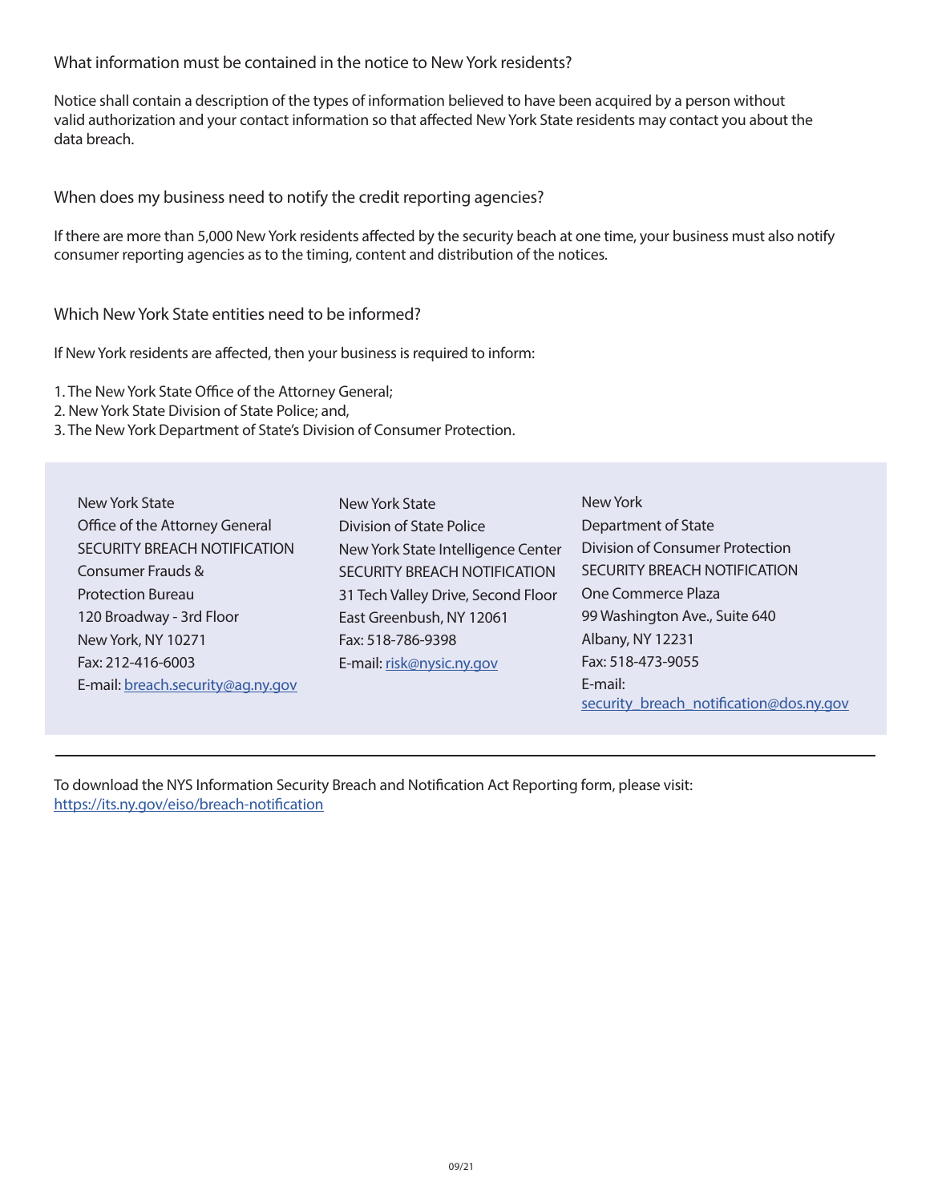## What information must be contained in the notice to New York residents?

Notice shall contain a description of the types of information believed to have been acquired by a person without valid authorization and your contact information so that affected New York State residents may contact you about the data breach.

## When does my business need to notify the credit reporting agencies?

If there are more than 5,000 New York residents affected by the security beach at one time, your business must also notify consumer reporting agencies as to the timing, content and distribution of the notices.

## Which New York State entities need to be informed?

If New York residents are affected, then your business is required to inform:

1. The New York State Office of the Attorney General;
2. New York State Division of State Police; and,
3. The New York Department of State's Division of Consumer Protection.

New York State
Office of the Attorney General
SECURITY BREACH NOTIFICATION
Consumer Frauds &
Protection Bureau
120 Broadway - 3rd Floor
New York, NY 10271
Fax: 212-416-6003
E-mail: breach.security@ag.ny.gov

New York State
Division of State Police
New York State Intelligence Center
SECURITY BREACH NOTIFICATION
31 Tech Valley Drive, Second Floor
East Greenbush, NY 12061
Fax: 518-786-9398
E-mail: risk@nysic.ny.gov

New York
Department of State
Division of Consumer Protection
SECURITY BREACH NOTIFICATION
One Commerce Plaza
99 Washington Ave., Suite 640
Albany, NY 12231
Fax: 518-473-9055
E-mail:
security_breach_notification@dos.ny.gov

---

To download the NYS Information Security Breach and Notification Act Reporting form, please visit:
https://its.ny.gov/eiso/breach-notification

09/21